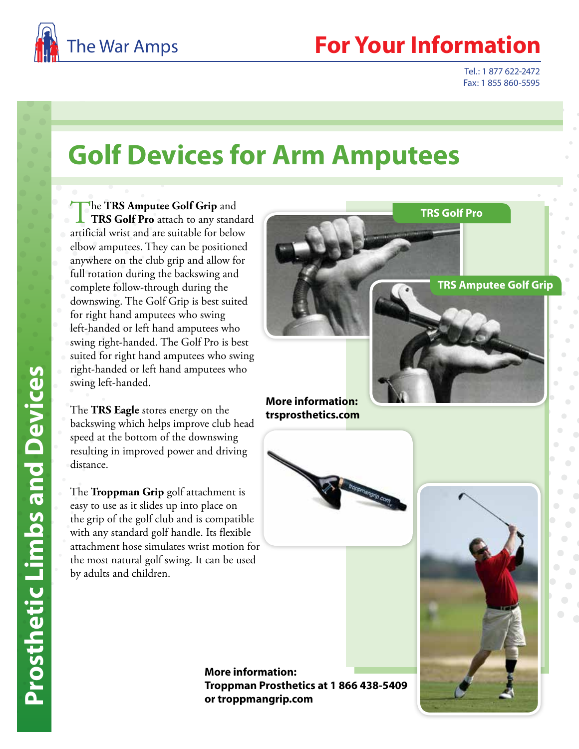The War Amps

# For Your Information

Tel.: 1 877 622-2472
Fax: 1 855 860-5595

Prosthetic Limbs and Devices

# Golf Devices for Arm Amputees

The **TRS Amputee Golf Grip** and **TRS Golf Pro** attach to any standard artificial wrist and are suitable for below elbow amputees. They can be positioned anywhere on the club grip and allow for full rotation during the backswing and complete follow-through during the downswing. The Golf Grip is best suited for right hand amputees who swing left-handed or left hand amputees who swing right-handed. The Golf Pro is best suited for right hand amputees who swing right-handed or left hand amputees who swing left-handed.

The **TRS Eagle** stores energy on the backswing which helps improve club head speed at the bottom of the downswing resulting in improved power and driving distance.

TRS Golf Pro

TRS Amputee Golf Grip

**More information:**
**trsprosthetics.com**

The **Troppman Grip** golf attachment is easy to use as it slides up into place on the grip of the golf club and is compatible with any standard golf handle. Its flexible attachment hose simulates wrist motion for the most natural golf swing. It can be used by adults and children.

**More information:**
**Troppman Prosthetics at 1 866 438-5409**
**or troppmangrip.com**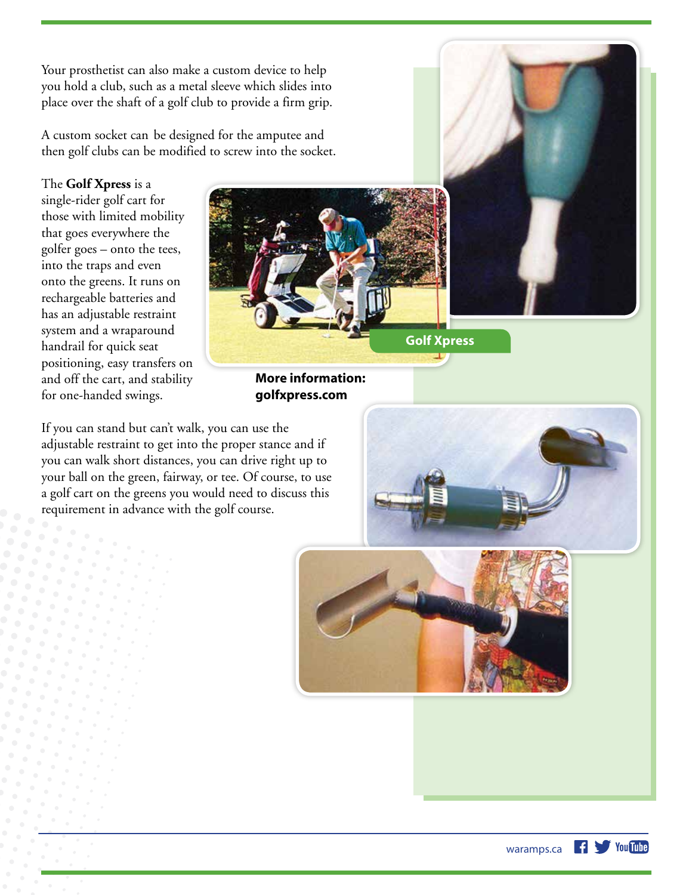Your prosthetist can also make a custom device to help you hold a club, such as a metal sleeve which slides into place over the shaft of a golf club to provide a firm grip.

A custom socket can be designed for the amputee and then golf clubs can be modified to screw into the socket.

The **Golf Xpress** is a single-rider golf cart for those with limited mobility that goes everywhere the golfer goes – onto the tees, into the traps and even onto the greens. It runs on rechargeable batteries and has an adjustable restraint system and a wraparound handrail for quick seat positioning, easy transfers on and off the cart, and stability for one-handed swings.

Golf Xpress

**More information: golfxpress.com**

If you can stand but can't walk, you can use the adjustable restraint to get into the proper stance and if you can walk short distances, you can drive right up to your ball on the green, fairway, or tee. Of course, to use a golf cart on the greens you would need to discuss this requirement in advance with the golf course.